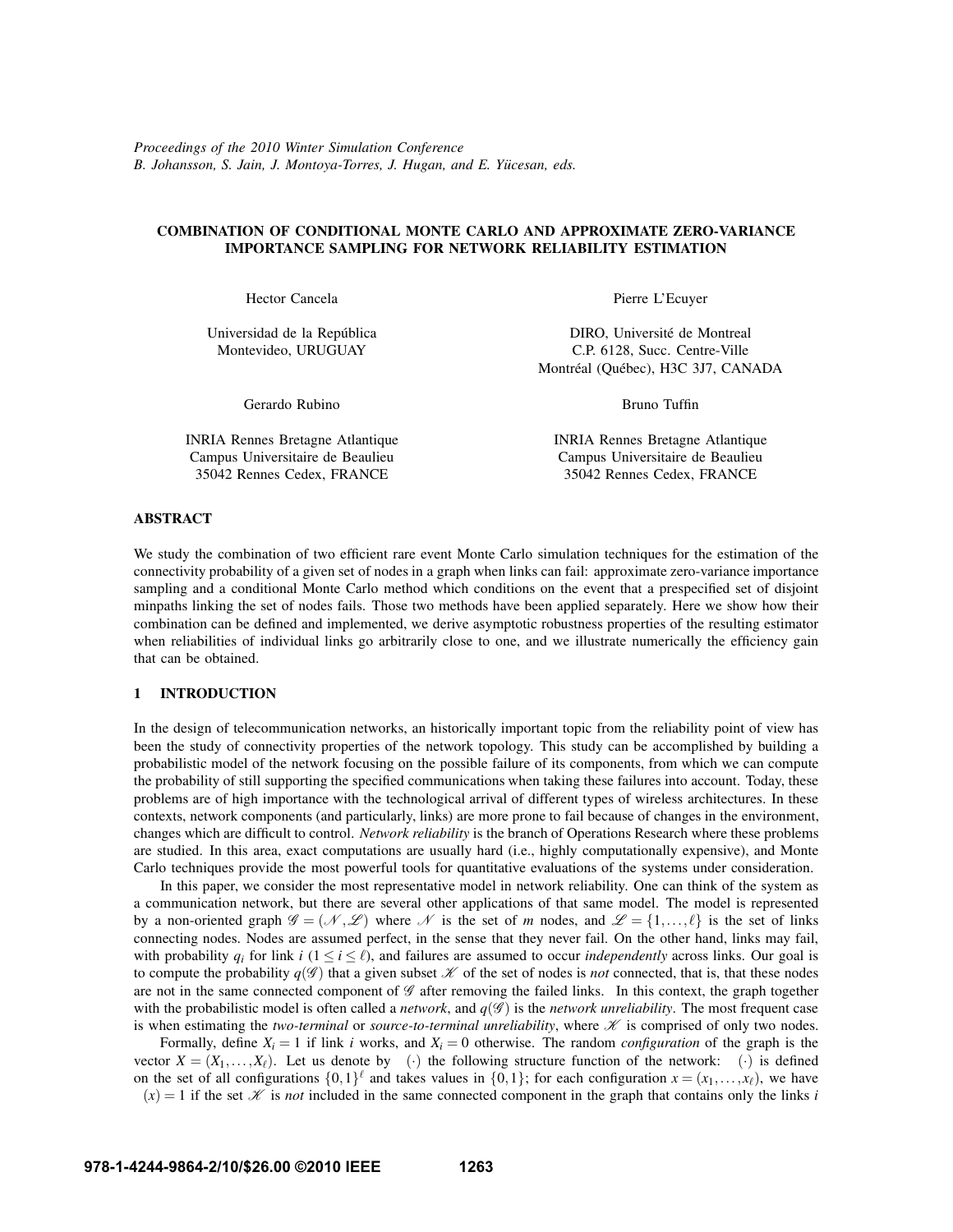*Proceedings of the 2010 Winter Simulation Conference*
*B. Johansson, S. Jain, J. Montoya-Torres, J. Hugan, and E. Yücesan, eds.*

# COMBINATION OF CONDITIONAL MONTE CARLO AND APPROXIMATE ZERO-VARIANCE IMPORTANCE SAMPLING FOR NETWORK RELIABILITY ESTIMATION

Hector Cancela

Universidad de la República
Montevideo, URUGUAY

Pierre L'Ecuyer

DIRO, Université de Montreal
C.P. 6128, Succ. Centre-Ville
Montréal (Québec), H3C 3J7, CANADA

Gerardo Rubino

INRIA Rennes Bretagne Atlantique
Campus Universitaire de Beaulieu
35042 Rennes Cedex, FRANCE

Bruno Tuffin

INRIA Rennes Bretagne Atlantique
Campus Universitaire de Beaulieu
35042 Rennes Cedex, FRANCE

## ABSTRACT

We study the combination of two efficient rare event Monte Carlo simulation techniques for the estimation of the connectivity probability of a given set of nodes in a graph when links can fail: approximate zero-variance importance sampling and a conditional Monte Carlo method which conditions on the event that a prespecified set of disjoint minpaths linking the set of nodes fails. Those two methods have been applied separately. Here we show how their combination can be defined and implemented, we derive asymptotic robustness properties of the resulting estimator when reliabilities of individual links go arbitrarily close to one, and we illustrate numerically the efficiency gain that can be obtained.

## 1 INTRODUCTION

In the design of telecommunication networks, an historically important topic from the reliability point of view has been the study of connectivity properties of the network topology. This study can be accomplished by building a probabilistic model of the network focusing on the possible failure of its components, from which we can compute the probability of still supporting the specified communications when taking these failures into account. Today, these problems are of high importance with the technological arrival of different types of wireless architectures. In these contexts, network components (and particularly, links) are more prone to fail because of changes in the environment, changes which are difficult to control. *Network reliability* is the branch of Operations Research where these problems are studied. In this area, exact computations are usually hard (i.e., highly computationally expensive), and Monte Carlo techniques provide the most powerful tools for quantitative evaluations of the systems under consideration.

In this paper, we consider the most representative model in network reliability. One can think of the system as a communication network, but there are several other applications of that same model. The model is represented by a non-oriented graph $\mathscr{G} = (\mathscr{N}, \mathscr{L})$ where $\mathscr{N}$ is the set of $m$ nodes, and $\mathscr{L} = \{1, \ldots, \ell\}$ is the set of links connecting nodes. Nodes are assumed perfect, in the sense that they never fail. On the other hand, links may fail, with probability $q_i$ for link $i$ ($1 \le i \le \ell$), and failures are assumed to occur *independently* across links. Our goal is to compute the probability $q(\mathscr{G})$ that a given subset $\mathscr{K}$ of the set of nodes is *not* connected, that is, that these nodes are not in the same connected component of $\mathscr{G}$ after removing the failed links. In this context, the graph together with the probabilistic model is often called a *network*, and $q(\mathscr{G})$ is the *network unreliability*. The most frequent case is when estimating the *two-terminal* or *source-to-terminal unreliability*, where $\mathscr{K}$ is comprised of only two nodes.

Formally, define $X_i = 1$ if link $i$ works, and $X_i = 0$ otherwise. The random *configuration* of the graph is the vector $X = (X_1, \ldots, X_\ell)$. Let us denote by $(\cdot)$ the following structure function of the network: $(\cdot)$ is defined on the set of all configurations $\{0,1\}^\ell$ and takes values in $\{0,1\}$; for each configuration $x = (x_1, \ldots, x_\ell)$, we have $(x) = 1$ if the set $\mathscr{K}$ is *not* included in the same connected component in the graph that contains only the links $i$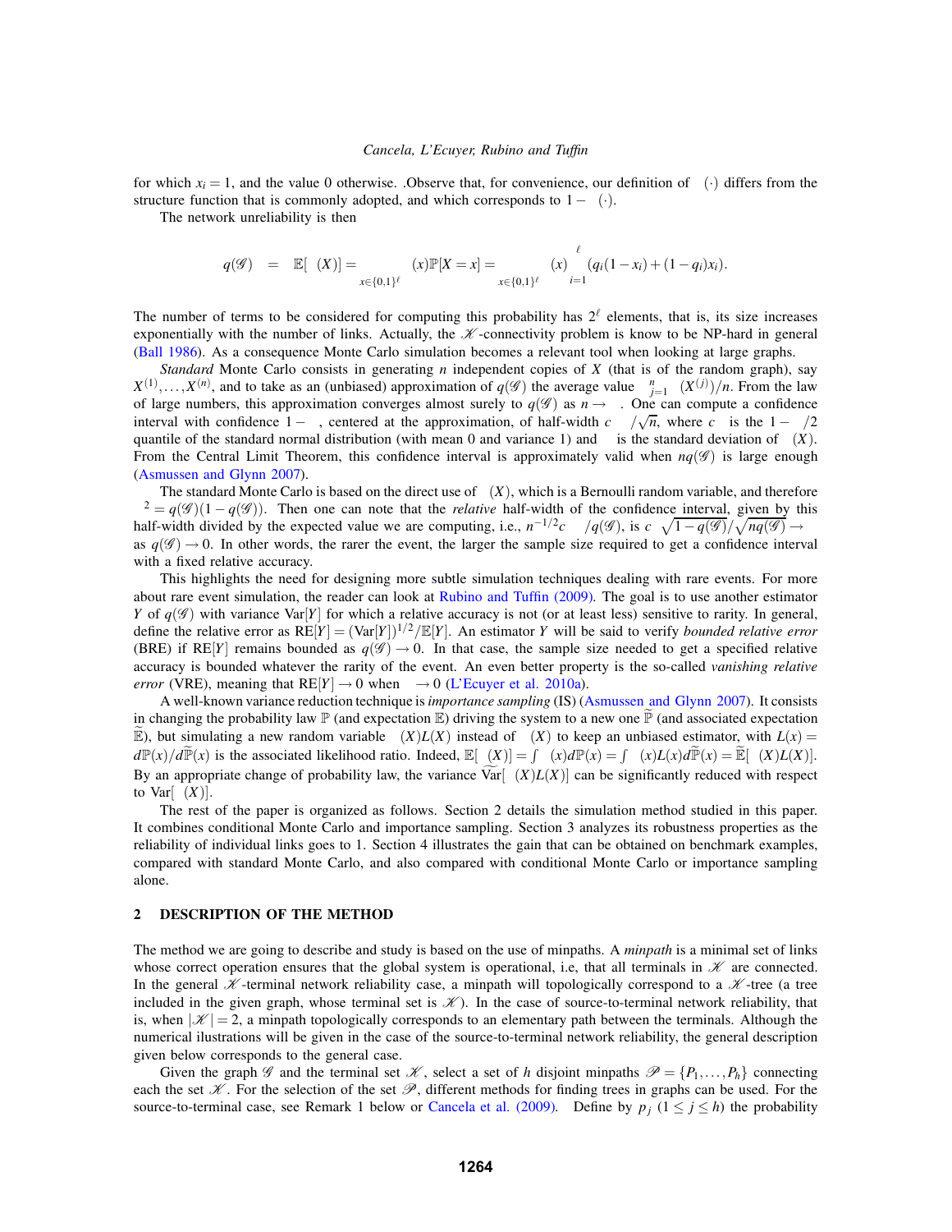for which $x_i = 1$, and the value 0 otherwise. .Observe that, for convenience, our definition of $\Phi(\cdot)$ differs from the structure function that is commonly adopted, and which corresponds to $1-\Phi(\cdot)$.

The network unreliability is then

$$q(\mathscr{G}) = \mathbb{E}[\Phi(X)] = \sum_{x\in\{0,1\}^\ell} \Phi(x)\mathbb{P}[X=x] = \sum_{x\in\{0,1\}^\ell} \Phi(x) \prod_{i=1}^{\ell} (q_i(1-x_i)+(1-q_i)x_i).$$

The number of terms to be considered for computing this probability has $2^\ell$ elements, that is, its size increases exponentially with the number of links. Actually, the $\mathscr{K}$-connectivity problem is know to be NP-hard in general (Ball 1986). As a consequence Monte Carlo simulation becomes a relevant tool when looking at large graphs.

*Standard* Monte Carlo consists in generating $n$ independent copies of $X$ (that is of the random graph), say $X^{(1)},\ldots,X^{(n)}$, and to take as an (unbiased) approximation of $q(\mathscr{G})$ the average value $\sum_{j=1}^{n}\Phi(X^{(j)})/n$. From the law of large numbers, this approximation converges almost surely to $q(\mathscr{G})$ as $n\to\infty$. One can compute a confidence interval with confidence $1-\alpha$, centered at the approximation, of half-width $c_\alpha\sigma/\sqrt{n}$, where $c_\alpha$ is the $1-\alpha/2$ quantile of the standard normal distribution (with mean 0 and variance 1) and $\sigma$ is the standard deviation of $\Phi(X)$. From the Central Limit Theorem, this confidence interval is approximately valid when $nq(\mathscr{G})$ is large enough (Asmussen and Glynn 2007).

The standard Monte Carlo is based on the direct use of $\Phi(X)$, which is a Bernoulli random variable, and therefore $\sigma^2 = q(\mathscr{G})(1-q(\mathscr{G}))$. Then one can note that the *relative* half-width of the confidence interval, given by this half-width divided by the expected value we are computing, i.e., $n^{-1/2}c_\alpha\sigma/q(\mathscr{G})$, is $c_\alpha\sqrt{1-q(\mathscr{G})}/\sqrt{nq(\mathscr{G})}\to\infty$ as $q(\mathscr{G})\to 0$. In other words, the rarer the event, the larger the sample size required to get a confidence interval with a fixed relative accuracy.

This highlights the need for designing more subtle simulation techniques dealing with rare events. For more about rare event simulation, the reader can look at Rubino and Tuffin (2009). The goal is to use another estimator $Y$ of $q(\mathscr{G})$ with variance $\mathrm{Var}[Y]$ for which a relative accuracy is not (or at least less) sensitive to rarity. In general, define the relative error as $\mathrm{RE}[Y] = (\mathrm{Var}[Y])^{1/2}/\mathbb{E}[Y]$. An estimator $Y$ will be said to verify *bounded relative error* (BRE) if $\mathrm{RE}[Y]$ remains bounded as $q(\mathscr{G})\to 0$. In that case, the sample size needed to get a specified relative accuracy is bounded whatever the rarity of the event. An even better property is the so-called *vanishing relative error* (VRE), meaning that $\mathrm{RE}[Y]\to 0$ when $\varepsilon\to 0$ (L'Ecuyer et al. 2010a).

A well-known variance reduction technique is *importance sampling* (IS) (Asmussen and Glynn 2007). It consists in changing the probability law $\mathbb{P}$ (and expectation $\mathbb{E}$) driving the system to a new one $\widetilde{\mathbb{P}}$ (and associated expectation $\widetilde{\mathbb{E}}$), but simulating a new random variable $\Phi(X)L(X)$ instead of $\Phi(X)$ to keep an unbiased estimator, with $L(x) = d\mathbb{P}(x)/d\widetilde{\mathbb{P}}(x)$ is the associated likelihood ratio. Indeed, $\mathbb{E}[\Phi(X)] = \int\Phi(x)d\mathbb{P}(x) = \int\Phi(x)L(x)d\widetilde{\mathbb{P}}(x) = \widetilde{\mathbb{E}}[\Phi(X)L(X)]$. By an appropriate change of probability law, the variance $\widetilde{\mathrm{Var}}[\Phi(X)L(X)]$ can be significantly reduced with respect to $\mathrm{Var}[\Phi(X)]$.

The rest of the paper is organized as follows. Section 2 details the simulation method studied in this paper. It combines conditional Monte Carlo and importance sampling. Section 3 analyzes its robustness properties as the reliability of individual links goes to 1. Section 4 illustrates the gain that can be obtained on benchmark examples, compared with standard Monte Carlo, and also compared with conditional Monte Carlo or importance sampling alone.

## 2 DESCRIPTION OF THE METHOD

The method we are going to describe and study is based on the use of minpaths. A *minpath* is a minimal set of links whose correct operation ensures that the global system is operational, i.e, that all terminals in $\mathscr{K}$ are connected. In the general $\mathscr{K}$-terminal network reliability case, a minpath will topologically correspond to a $\mathscr{K}$-tree (a tree included in the given graph, whose terminal set is $\mathscr{K}$). In the case of source-to-terminal network reliability, that is, when $|\mathscr{K}| = 2$, a minpath topologically corresponds to an elementary path between the terminals. Although the numerical ilustrations will be given in the case of the source-to-terminal network reliability, the general description given below corresponds to the general case.

Given the graph $\mathscr{G}$ and the terminal set $\mathscr{K}$, select a set of $h$ disjoint minpaths $\mathscr{P} = \{P_1,\ldots,P_h\}$ connecting each the set $\mathscr{K}$. For the selection of the set $\mathscr{P}$, different methods for finding trees in graphs can be used. For the source-to-terminal case, see Remark 1 below or Cancela et al. (2009). Define by $p_j$ $(1\le j\le h)$ the probability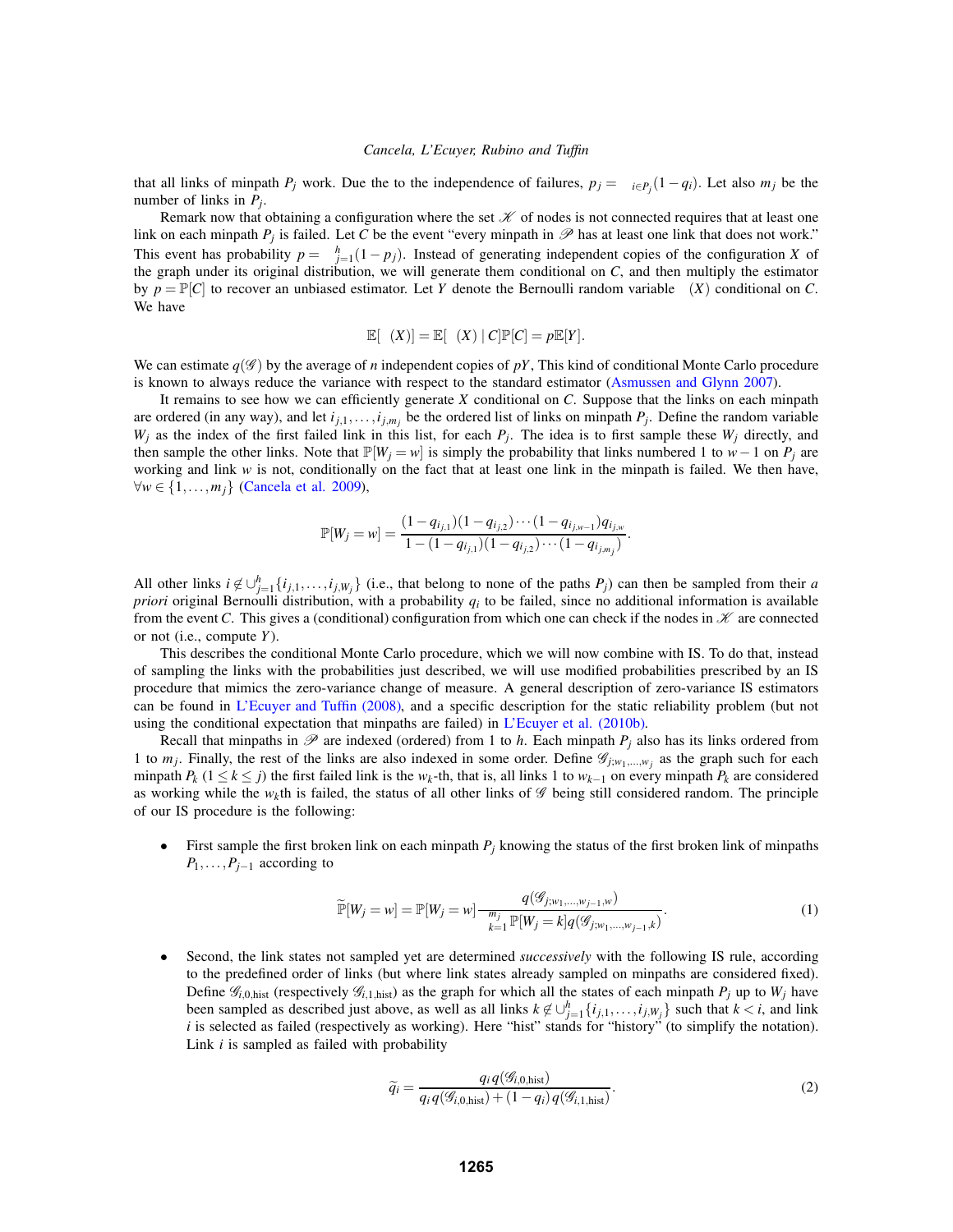that all links of minpath $P_j$ work. Due the to the independence of failures, $p_j = \prod_{i\in P_j}(1-q_i)$. Let also $m_j$ be the number of links in $P_j$.

Remark now that obtaining a configuration where the set $\mathscr{K}$ of nodes is not connected requires that at least one link on each minpath $P_j$ is failed. Let $C$ be the event "every minpath in $\mathscr{P}$ has at least one link that does not work." This event has probability $p = \prod_{j=1}^{h}(1-p_j)$. Instead of generating independent copies of the configuration $X$ of the graph under its original distribution, we will generate them conditional on $C$, and then multiply the estimator by $p = \mathbb{P}[C]$ to recover an unbiased estimator. Let $Y$ denote the Bernoulli random variable $\phi(X)$ conditional on $C$. We have

$$\mathbb{E}[\phi(X)] = \mathbb{E}[\phi(X) \mid C]\mathbb{P}[C] = p\mathbb{E}[Y].$$

We can estimate $q(\mathscr{G})$ by the average of $n$ independent copies of $pY$, This kind of conditional Monte Carlo procedure is known to always reduce the variance with respect to the standard estimator (Asmussen and Glynn 2007).

It remains to see how we can efficiently generate $X$ conditional on $C$. Suppose that the links on each minpath are ordered (in any way), and let $i_{j,1},\ldots,i_{j,m_j}$ be the ordered list of links on minpath $P_j$. Define the random variable $W_j$ as the index of the first failed link in this list, for each $P_j$. The idea is to first sample these $W_j$ directly, and then sample the other links. Note that $\mathbb{P}[W_j = w]$ is simply the probability that links numbered 1 to $w-1$ on $P_j$ are working and link $w$ is not, conditionally on the fact that at least one link in the minpath is failed. We then have, $\forall w \in \{1,\ldots,m_j\}$ (Cancela et al. 2009),

$$\mathbb{P}[W_j = w] = \frac{(1-q_{i_{j,1}})(1-q_{i_{j,2}})\cdots(1-q_{i_{j,w-1}})q_{i_{j,w}}}{1-(1-q_{i_{j,1}})(1-q_{i_{j,2}})\cdots(1-q_{i_{j,m_j}})}.$$

All other links $i \notin \cup_{j=1}^{h}\{i_{j,1},\ldots,i_{j,W_j}\}$ (i.e., that belong to none of the paths $P_j$) can then be sampled from their *a priori* original Bernoulli distribution, with a probability $q_i$ to be failed, since no additional information is available from the event $C$. This gives a (conditional) configuration from which one can check if the nodes in $\mathscr{K}$ are connected or not (i.e., compute $Y$).

This describes the conditional Monte Carlo procedure, which we will now combine with IS. To do that, instead of sampling the links with the probabilities just described, we will use modified probabilities prescribed by an IS procedure that mimics the zero-variance change of measure. A general description of zero-variance IS estimators can be found in L'Ecuyer and Tuffin (2008), and a specific description for the static reliability problem (but not using the conditional expectation that minpaths are failed) in L'Ecuyer et al. (2010b).

Recall that minpaths in $\mathscr{P}$ are indexed (ordered) from 1 to $h$. Each minpath $P_j$ also has its links ordered from 1 to $m_j$. Finally, the rest of the links are also indexed in some order. Define $\mathscr{G}_{j;w_1,\ldots,w_j}$ as the graph such for each minpath $P_k$ $(1 \le k \le j)$ the first failed link is the $w_k$-th, that is, all links 1 to $w_{k-1}$ on every minpath $P_k$ are considered as working while the $w_k$th is failed, the status of all other links of $\mathscr{G}$ being still considered random. The principle of our IS procedure is the following:

- First sample the first broken link on each minpath $P_j$ knowing the status of the first broken link of minpaths $P_1,\ldots,P_{j-1}$ according to

$$\widetilde{\mathbb{P}}[W_j = w] = \mathbb{P}[W_j = w]\frac{q(\mathscr{G}_{j;w_1,\ldots,w_{j-1},w})}{\sum_{k=1}^{m_j}\mathbb{P}[W_j = k]q(\mathscr{G}_{j;w_1,\ldots,w_{j-1},k})}. \tag{1}$$

- Second, the link states not sampled yet are determined *successively* with the following IS rule, according to the predefined order of links (but where link states already sampled on minpaths are considered fixed). Define $\mathscr{G}_{i,0,\text{hist}}$ (respectively $\mathscr{G}_{i,1,\text{hist}}$) as the graph for which all the states of each minpath $P_j$ up to $W_j$ have been sampled as described just above, as well as all links $k \notin \cup_{j=1}^{h}\{i_{j,1},\ldots,i_{j,W_j}\}$ such that $k < i$, and link $i$ is selected as failed (respectively as working). Here "hist" stands for "history" (to simplify the notation). Link $i$ is sampled as failed with probability

$$\widetilde{q}_i = \frac{q_i\, q(\mathscr{G}_{i,0,\text{hist}})}{q_i\, q(\mathscr{G}_{i,0,\text{hist}}) + (1-q_i)\, q(\mathscr{G}_{i,1,\text{hist}})}. \tag{2}$$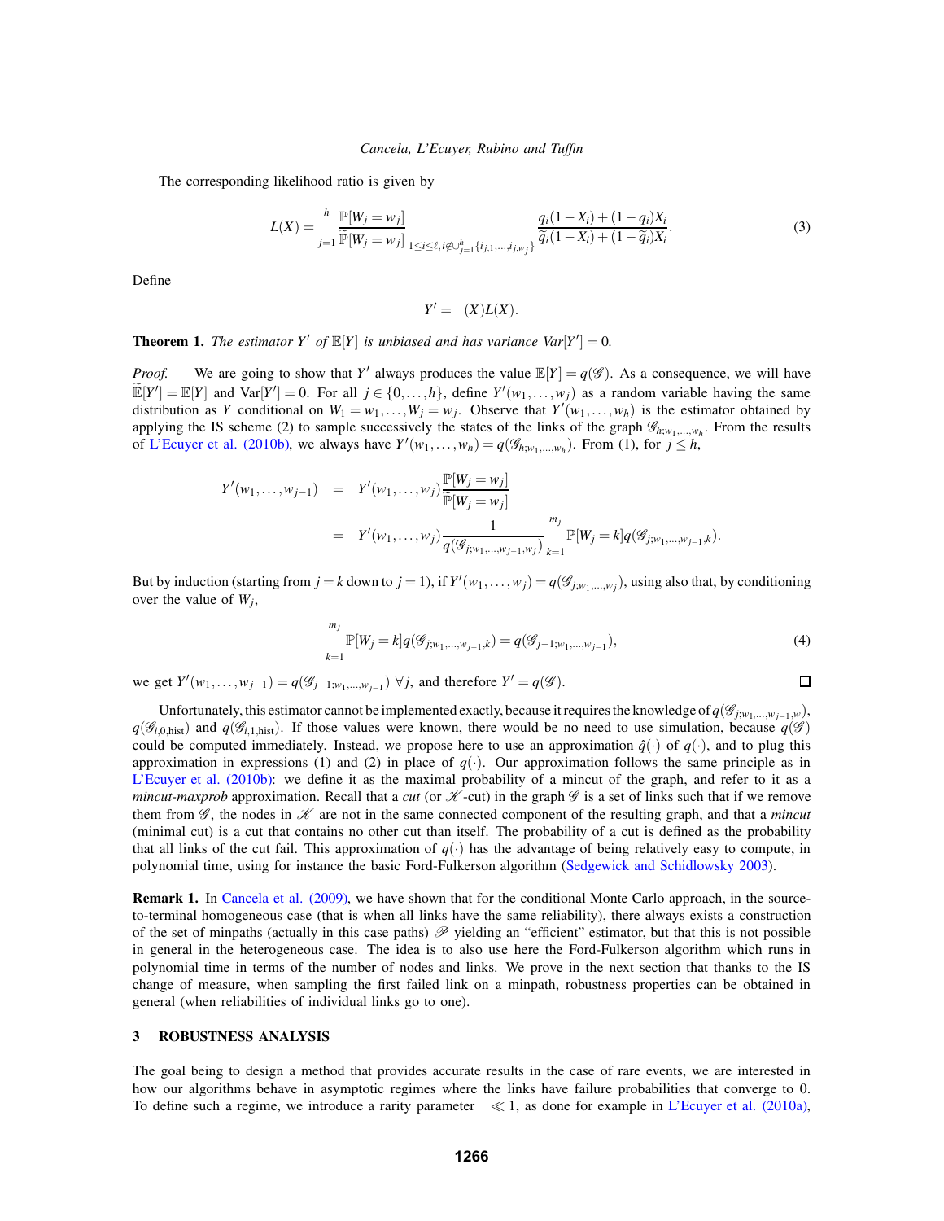The corresponding likelihood ratio is given by

$$L(X) = \prod_{j=1}^{h} \frac{\mathbb{P}[W_j = w_j]}{\widetilde{\mathbb{P}}[W_j = w_j]} \prod_{1 \le i \le \ell, i \notin \cup_{j=1}^{h}\{i_{j,1},\ldots,i_{j,w_j}\}} \frac{q_i(1-X_i)+(1-q_i)X_i}{\widetilde{q}_i(1-X_i)+(1-\widetilde{q}_i)X_i}. \tag{3}$$

Define

$$Y' = \Phi(X)L(X).$$

**Theorem 1.** *The estimator $Y'$ of $\mathbb{E}[Y]$ is unbiased and has variance $Var[Y'] = 0$.*

*Proof.* We are going to show that $Y'$ always produces the value $\mathbb{E}[Y] = q(\mathscr{G})$. As a consequence, we will have $\widetilde{\mathbb{E}}[Y'] = \mathbb{E}[Y]$ and $\mathrm{Var}[Y'] = 0$. For all $j \in \{0,\ldots,h\}$, define $Y'(w_1,\ldots,w_j)$ as a random variable having the same distribution as $Y$ conditional on $W_1 = w_1,\ldots,W_j = w_j$. Observe that $Y'(w_1,\ldots,w_h)$ is the estimator obtained by applying the IS scheme (2) to sample successively the states of the links of the graph $\mathscr{G}_{h;w_1,\ldots,w_h}$. From the results of L'Ecuyer et al. (2010b), we always have $Y'(w_1,\ldots,w_h) = q(\mathscr{G}_{h;w_1,\ldots,w_h})$. From (1), for $j \le h$,

$$\begin{aligned} Y'(w_1,\ldots,w_{j-1}) &= Y'(w_1,\ldots,w_j)\frac{\mathbb{P}[W_j = w_j]}{\widetilde{\mathbb{P}}[W_j = w_j]} \\ &= Y'(w_1,\ldots,w_j)\frac{1}{q(\mathscr{G}_{j;w_1,\ldots,w_{j-1},w_j})}\sum_{k=1}^{m_j}\mathbb{P}[W_j = k]q(\mathscr{G}_{j;w_1,\ldots,w_{j-1},k}). \end{aligned}$$

But by induction (starting from $j = k$ down to $j = 1$), if $Y'(w_1,\ldots,w_j) = q(\mathscr{G}_{j;w_1,\ldots,w_j})$, using also that, by conditioning over the value of $W_j$,

$$\sum_{k=1}^{m_j}\mathbb{P}[W_j = k]q(\mathscr{G}_{j;w_1,\ldots,w_{j-1},k}) = q(\mathscr{G}_{j-1;w_1,\ldots,w_{j-1}}), \tag{4}$$

we get $Y'(w_1,\ldots,w_{j-1}) = q(\mathscr{G}_{j-1;w_1,\ldots,w_{j-1}})$ $\forall j$, and therefore $Y' = q(\mathscr{G})$. □

Unfortunately, this estimator cannot be implemented exactly, because it requires the knowledge of $q(\mathscr{G}_{j;w_1,\ldots,w_{j-1},w})$, $q(\mathscr{G}_{i,0,\mathrm{hist}})$ and $q(\mathscr{G}_{i,1,\mathrm{hist}})$. If those values were known, there would be no need to use simulation, because $q(\mathscr{G})$ could be computed immediately. Instead, we propose here to use an approximation $\hat{q}(\cdot)$ of $q(\cdot)$, and to plug this approximation in expressions (1) and (2) in place of $q(\cdot)$. Our approximation follows the same principle as in L'Ecuyer et al. (2010b): we define it as the maximal probability of a mincut of the graph, and refer to it as a *mincut-maxprob* approximation. Recall that a *cut* (or $\mathscr{K}$-cut) in the graph $\mathscr{G}$ is a set of links such that if we remove them from $\mathscr{G}$, the nodes in $\mathscr{K}$ are not in the same connected component of the resulting graph, and that a *mincut* (minimal cut) is a cut that contains no other cut than itself. The probability of a cut is defined as the probability that all links of the cut fail. This approximation of $q(\cdot)$ has the advantage of being relatively easy to compute, in polynomial time, using for instance the basic Ford-Fulkerson algorithm (Sedgewick and Schidlowsky 2003).

**Remark 1.** In Cancela et al. (2009), we have shown that for the conditional Monte Carlo approach, in the source-to-terminal homogeneous case (that is when all links have the same reliability), there always exists a construction of the set of minpaths (actually in this case paths) $\mathscr{P}$ yielding an "efficient" estimator, but that this is not possible in general in the heterogeneous case. The idea is to also use here the Ford-Fulkerson algorithm which runs in polynomial time in terms of the number of nodes and links. We prove in the next section that thanks to the IS change of measure, when sampling the first failed link on a minpath, robustness properties can be obtained in general (when reliabilities of individual links go to one).

## 3 ROBUSTNESS ANALYSIS

The goal being to design a method that provides accurate results in the case of rare events, we are interested in how our algorithms behave in asymptotic regimes where the links have failure probabilities that converge to 0. To define such a regime, we introduce a rarity parameter $\varepsilon \ll 1$, as done for example in L'Ecuyer et al. (2010a),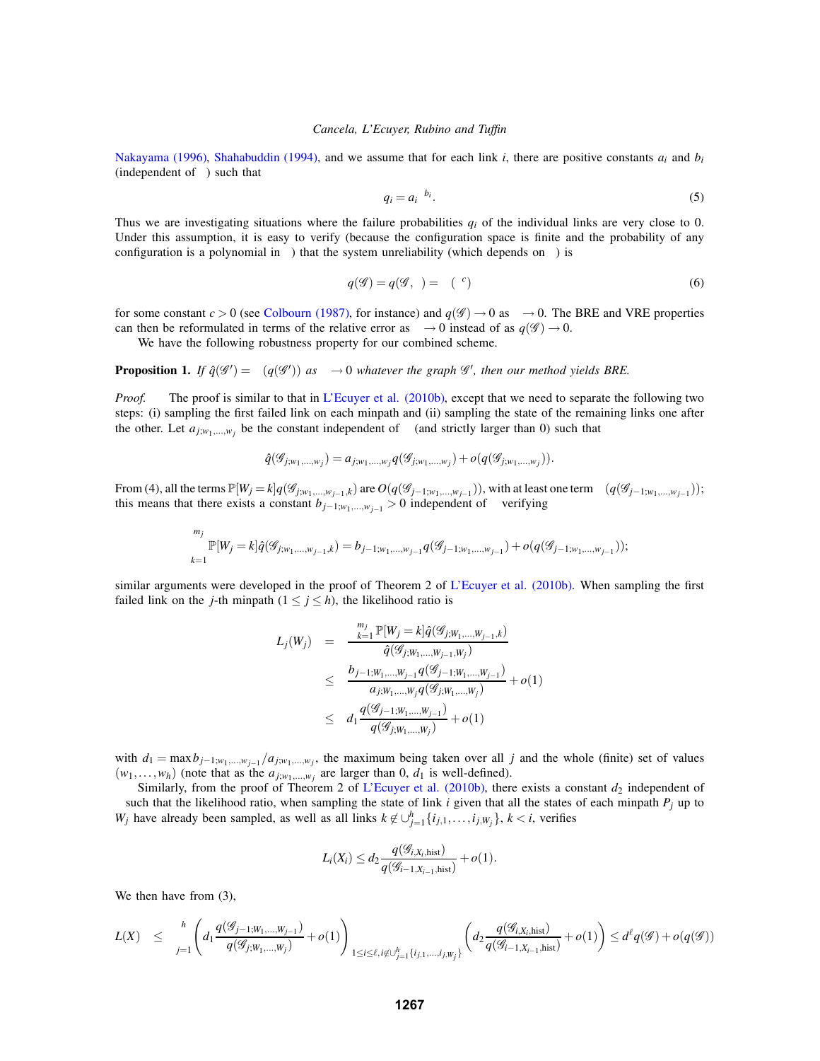Nakayama (1996), Shahabuddin (1994), and we assume that for each link $i$, there are positive constants $a_i$ and $b_i$ (independent of $\varepsilon$) such that

$$q_i = a_i \varepsilon^{b_i}. \tag{5}$$

Thus we are investigating situations where the failure probabilities $q_i$ of the individual links are very close to 0. Under this assumption, it is easy to verify (because the configuration space is finite and the probability of any configuration is a polynomial in $\varepsilon$) that the system unreliability (which depends on $\varepsilon$) is

$$q(\mathscr{G}) = q(\mathscr{G}, \varepsilon) = \Theta(\varepsilon^c) \tag{6}$$

for some constant $c > 0$ (see Colbourn (1987), for instance) and $q(\mathscr{G}) \to 0$ as $\varepsilon \to 0$. The BRE and VRE properties can then be reformulated in terms of the relative error as $\varepsilon \to 0$ instead of as $q(\mathscr{G}) \to 0$.

We have the following robustness property for our combined scheme.

**Proposition 1.** *If $\hat{q}(\mathscr{G}') = \Theta(q(\mathscr{G}'))$ as $\varepsilon \to 0$ whatever the graph $\mathscr{G}'$, then our method yields BRE.*

*Proof.* The proof is similar to that in L'Ecuyer et al. (2010b), except that we need to separate the following two steps: (i) sampling the first failed link on each minpath and (ii) sampling the state of the remaining links one after the other. Let $a_{j;w_1,\ldots,w_j}$ be the constant independent of $\varepsilon$ (and strictly larger than 0) such that

$$\hat{q}(\mathscr{G}_{j;w_1,\ldots,w_j}) = a_{j;w_1,\ldots,w_j} q(\mathscr{G}_{j;w_1,\ldots,w_j}) + o(q(\mathscr{G}_{j;w_1,\ldots,w_j})).$$

From (4), all the terms $\mathbb{P}[W_j = k] q(\mathscr{G}_{j;w_1,\ldots,w_{j-1},k})$ are $O(q(\mathscr{G}_{j-1;w_1,\ldots,w_{j-1}}))$, with at least one term $\Theta(q(\mathscr{G}_{j-1;w_1,\ldots,w_{j-1}}))$; this means that there exists a constant $b_{j-1;w_1,\ldots,w_{j-1}} > 0$ independent of $\varepsilon$ verifying

$$\sum_{k=1}^{m_j} \mathbb{P}[W_j = k] \hat{q}(\mathscr{G}_{j;w_1,\ldots,w_{j-1},k}) = b_{j-1;w_1,\ldots,w_{j-1}} q(\mathscr{G}_{j-1;w_1,\ldots,w_{j-1}}) + o(q(\mathscr{G}_{j-1;w_1,\ldots,w_{j-1}}));$$

similar arguments were developed in the proof of Theorem 2 of L'Ecuyer et al. (2010b). When sampling the first failed link on the $j$-th minpath ($1 \le j \le h$), the likelihood ratio is

$$\begin{aligned}
L_j(W_j) &= \frac{\sum_{k=1}^{m_j} \mathbb{P}[W_j = k] \hat{q}(\mathscr{G}_{j;W_1,\ldots,W_{j-1},k})}{\hat{q}(\mathscr{G}_{j;W_1,\ldots,W_{j-1},W_j})} \\
&\le \frac{b_{j-1;W_1,\ldots,W_{j-1}} q(\mathscr{G}_{j-1;W_1,\ldots,W_{j-1}})}{a_{j;W_1,\ldots,W_j} q(\mathscr{G}_{j;W_1,\ldots,W_j})} + o(1) \\
&\le d_1 \frac{q(\mathscr{G}_{j-1;W_1,\ldots,W_{j-1}})}{q(\mathscr{G}_{j;W_1,\ldots,W_j})} + o(1)
\end{aligned}$$

with $d_1 = \max b_{j-1;w_1,\ldots,w_{j-1}} / a_{j;w_1,\ldots,w_j}$, the maximum being taken over all $j$ and the whole (finite) set of values $(w_1, \ldots, w_h)$ (note that as the $a_{j;w_1,\ldots,w_j}$ are larger than 0, $d_1$ is well-defined).

Similarly, from the proof of Theorem 2 of L'Ecuyer et al. (2010b), there exists a constant $d_2$ independent of $\varepsilon$ such that the likelihood ratio, when sampling the state of link $i$ given that all the states of each minpath $P_j$ up to $W_j$ have already been sampled, as well as all links $k \notin \cup_{j=1}^h \{i_{j,1}, \ldots, i_{j,W_j}\}$, $k < i$, verifies

$$L_i(X_i) \le d_2 \frac{q(\mathscr{G}_{i,X_i,\text{hist}})}{q(\mathscr{G}_{i-1,X_{i-1},\text{hist}})} + o(1).$$

We then have from (3),

$$L(X) \le \prod_{j=1}^{h} \left( d_1 \frac{q(\mathscr{G}_{j-1;W_1,\ldots,W_{j-1}})}{q(\mathscr{G}_{j;W_1,\ldots,W_j})} + o(1) \right) \prod_{1 \le i \le \ell, i \notin \cup_{j=1}^h \{i_{j,1},\ldots,i_{j,W_j}\}} \left( d_2 \frac{q(\mathscr{G}_{i,X_i,\text{hist}})}{q(\mathscr{G}_{i-1,X_{i-1},\text{hist}})} + o(1) \right) \le d^\ell q(\mathscr{G}) + o(q(\mathscr{G}))$$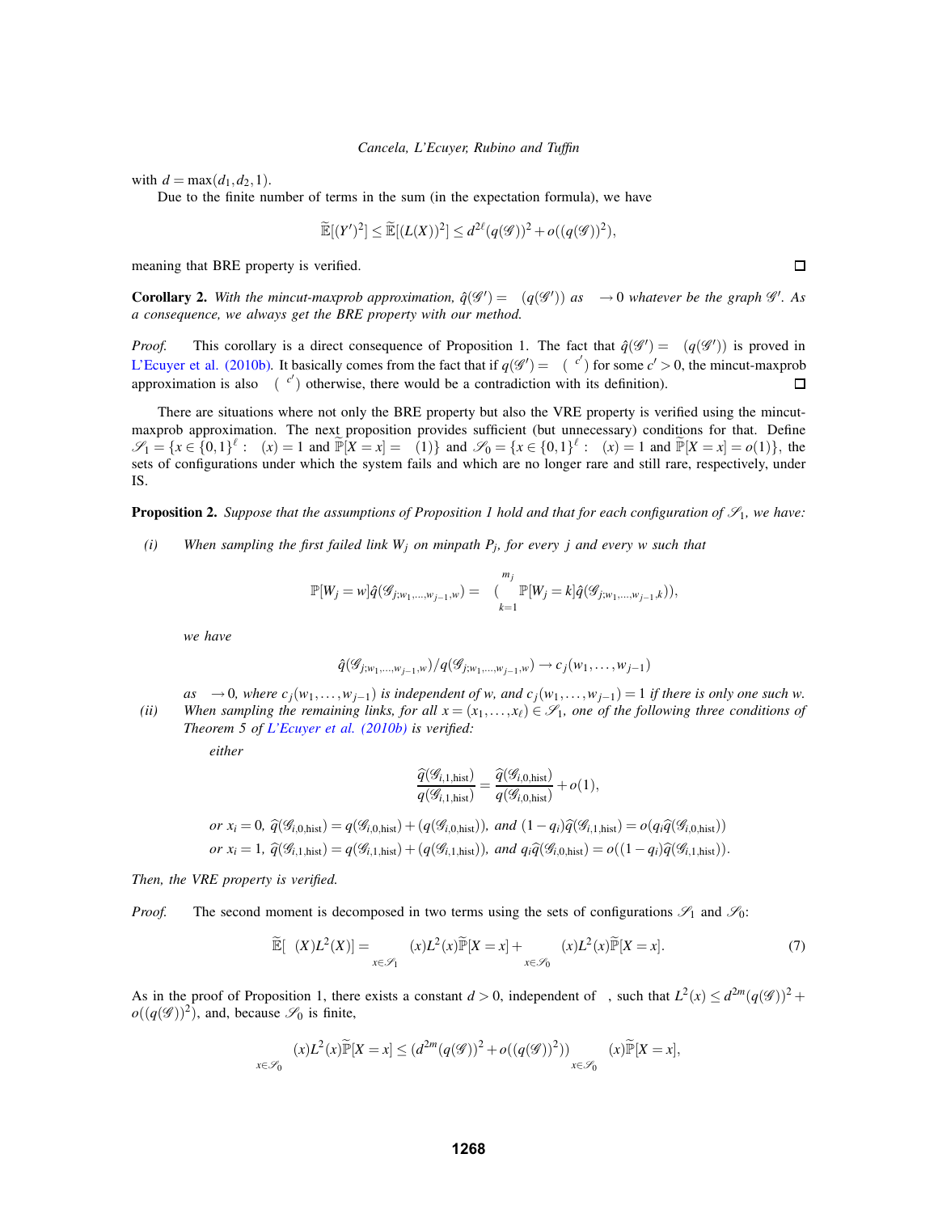with $d = \max(d_1, d_2, 1)$.

Due to the finite number of terms in the sum (in the expectation formula), we have

$$\widetilde{\mathbb{E}}[(Y')^2] \le \widetilde{\mathbb{E}}[(L(X))^2] \le d^{2\ell}(q(\mathscr{G}))^2 + o((q(\mathscr{G}))^2),$$

meaning that BRE property is verified. ☐

**Corollary 2.** *With the mincut-maxprob approximation, $\hat{q}(\mathscr{G}') = \Theta(q(\mathscr{G}'))$ as $\varepsilon \to 0$ whatever be the graph $\mathscr{G}'$. As a consequence, we always get the BRE property with our method.*

*Proof.* This corollary is a direct consequence of Proposition 1. The fact that $\hat{q}(\mathscr{G}') = \Theta(q(\mathscr{G}'))$ is proved in L'Ecuyer et al. (2010b). It basically comes from the fact that if $q(\mathscr{G}') = \Theta(\varepsilon^{c'})$ for some $c' > 0$, the mincut-maxprob approximation is also $\Theta(\varepsilon^{c'})$ otherwise, there would be a contradiction with its definition). ☐

There are situations where not only the BRE property but also the VRE property is verified using the mincut-maxprob approximation. The next proposition provides sufficient (but unnecessary) conditions for that. Define $\mathscr{S}_1 = \{x \in \{0,1\}^\ell : \phi(x) = 1 \text{ and } \widetilde{\mathbb{P}}[X = x] = \Theta(1)\}$ and $\mathscr{S}_0 = \{x \in \{0,1\}^\ell : \phi(x) = 1 \text{ and } \widetilde{\mathbb{P}}[X = x] = o(1)\}$, the sets of configurations under which the system fails and which are no longer rare and still rare, respectively, under IS.

**Proposition 2.** *Suppose that the assumptions of Proposition 1 hold and that for each configuration of $\mathscr{S}_1$, we have:*

*(i)* *When sampling the first failed link $W_j$ on minpath $P_j$, for every $j$ and every $w$ such that*

$$\mathbb{P}[W_j = w]\hat{q}(\mathscr{G}_{j;w_1,\ldots,w_{j-1},w}) = \Theta\Big(\sum_{k=1}^{m_j} \mathbb{P}[W_j = k]\hat{q}(\mathscr{G}_{j;w_1,\ldots,w_{j-1},k})\Big),$$

*we have*

$$\hat{q}(\mathscr{G}_{j;w_1,\ldots,w_{j-1},w})/q(\mathscr{G}_{j;w_1,\ldots,w_{j-1},w}) \to c_j(w_1,\ldots,w_{j-1})$$

*as $\varepsilon \to 0$, where $c_j(w_1,\ldots,w_{j-1})$ is independent of $w$, and $c_j(w_1,\ldots,w_{j-1}) = 1$ if there is only one such $w$.*

*(ii)* *When sampling the remaining links, for all $x = (x_1,\ldots,x_\ell) \in \mathscr{S}_1$, one of the following three conditions of Theorem 5 of L'Ecuyer et al. (2010b) is verified:*

*either*

$$\frac{\widehat{q}(\mathscr{G}_{i,1,\text{hist}})}{q(\mathscr{G}_{i,1,\text{hist}})} = \frac{\widehat{q}(\mathscr{G}_{i,0,\text{hist}})}{q(\mathscr{G}_{i,0,\text{hist}})} + o(1),$$

*or $x_i = 0$, $\widehat{q}(\mathscr{G}_{i,0,\text{hist}}) = q(\mathscr{G}_{i,0,\text{hist}}) + \Theta(q(\mathscr{G}_{i,0,\text{hist}}))$, and $(1-q_i)\widehat{q}(\mathscr{G}_{i,1,\text{hist}}) = o(q_i\widehat{q}(\mathscr{G}_{i,0,\text{hist}}))$*

*or $x_i = 1$, $\widehat{q}(\mathscr{G}_{i,1,\text{hist}}) = q(\mathscr{G}_{i,1,\text{hist}}) + \Theta(q(\mathscr{G}_{i,1,\text{hist}}))$, and $q_i\widehat{q}(\mathscr{G}_{i,0,\text{hist}}) = o((1-q_i)\widehat{q}(\mathscr{G}_{i,1,\text{hist}}))$.*

*Then, the VRE property is verified.*

*Proof.* The second moment is decomposed in two terms using the sets of configurations $\mathscr{S}_1$ and $\mathscr{S}_0$:

$$\widetilde{\mathbb{E}}[\phi(X)L^2(X)] = \sum_{x\in\mathscr{S}_1}\phi(x)L^2(x)\widetilde{\mathbb{P}}[X = x] + \sum_{x\in\mathscr{S}_0}\phi(x)L^2(x)\widetilde{\mathbb{P}}[X = x]. \tag{7}$$

As in the proof of Proposition 1, there exists a constant $d > 0$, independent of $\varepsilon$, such that $L^2(x) \le d^{2m}(q(\mathscr{G}))^2 + o((q(\mathscr{G}))^2)$, and, because $\mathscr{S}_0$ is finite,

$$\sum_{x\in\mathscr{S}_0}\phi(x)L^2(x)\widetilde{\mathbb{P}}[X = x] \le (d^{2m}(q(\mathscr{G}))^2 + o((q(\mathscr{G}))^2))\sum_{x\in\mathscr{S}_0}\phi(x)\widetilde{\mathbb{P}}[X = x],$$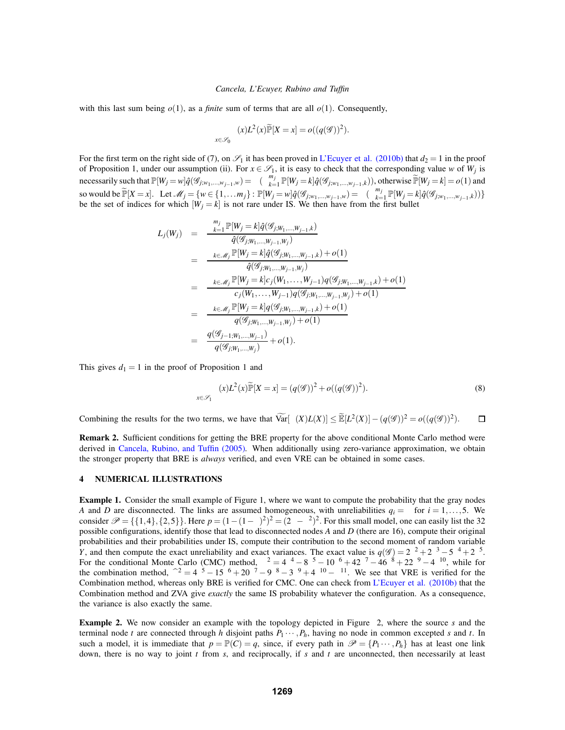with this last sum being $o(1)$, as a *finite* sum of terms that are all $o(1)$. Consequently,

$$\sum_{x\in\mathscr{S}_0} \psi(x)L^2(x)\widetilde{\mathbb{P}}[X=x] = o((q(\mathscr{G}))^2).$$

For the first term on the right side of (7), on $\mathscr{S}_1$ it has been proved in L'Ecuyer et al. (2010b) that $d_2 = 1$ in the proof of Proposition 1, under our assumption (ii). For $x \in \mathscr{S}_1$, it is easy to check that the corresponding value $w$ of $W_j$ is necessarily such that $\mathbb{P}[W_j = w]\hat{q}(\mathscr{G}_{j;w_1,\dots,w_{j-1},w}) = \Theta(\sum_{k=1}^{m_j}\mathbb{P}[W_j=k]\hat{q}(\mathscr{G}_{j;w_1,\dots,w_{j-1},k}))$, otherwise $\widetilde{\mathbb{P}}[W_j=k] = o(1)$ and so would be $\widetilde{\mathbb{P}}[X=x]$. Let $\mathscr{M}_j = \{w \in \{1,\dots m_j\} : \mathbb{P}[W_j=w]\hat{q}(\mathscr{G}_{j;w_1,\dots,w_{j-1},w}) = \Theta(\sum_{k=1}^{m_j}\mathbb{P}[W_j=k]\hat{q}(\mathscr{G}_{j;w_1,\dots,w_{j-1},k}))\}$ be the set of indices for which $[W_j = k]$ is not rare under IS. We then have from the first bullet

$$
\begin{aligned}
L_j(W_j) &= \frac{\sum_{k=1}^{m_j}\mathbb{P}[W_j=k]\hat{q}(\mathscr{G}_{j;W_1,\dots,W_{j-1},k})}{\hat{q}(\mathscr{G}_{j;W_1,\dots,W_{j-1},W_j})}\\
&= \frac{\sum_{k\in\mathscr{M}_j}\mathbb{P}[W_j=k]\hat{q}(\mathscr{G}_{j;W_1,\dots,W_{j-1},k})+o(1)}{\hat{q}(\mathscr{G}_{j;W_1,\dots,W_{j-1},W_j})}\\
&= \frac{\sum_{k\in\mathscr{M}_j}\mathbb{P}[W_j=k]c_j(W_1,\dots,W_{j-1})q(\mathscr{G}_{j;W_1,\dots,W_{j-1},k})+o(1)}{c_j(W_1,\dots,W_{j-1})q(\mathscr{G}_{j;W_1,\dots,W_{j-1},W_j})+o(1)}\\
&= \frac{\sum_{k\in\mathscr{M}_j}\mathbb{P}[W_j=k]q(\mathscr{G}_{j;W_1,\dots,W_{j-1},k})+o(1)}{q(\mathscr{G}_{j;W_1,\dots,W_{j-1},W_j})+o(1)}\\
&= \frac{q(\mathscr{G}_{j-1;W_1,\dots,W_{j-1}})}{q(\mathscr{G}_{j;W_1,\dots,W_j})}+o(1).
\end{aligned}
$$

This gives $d_1 = 1$ in the proof of Proposition 1 and

$$\sum_{x\in\mathscr{S}_1} \psi(x)L^2(x)\widetilde{\mathbb{P}}[X=x] = (q(\mathscr{G}))^2 + o((q(\mathscr{G}))^2). \tag{8}$$

Combining the results for the two terms, we have that $\widetilde{\mathrm{Var}}[\psi(X)L(X)] \le \widetilde{\mathbb{E}}[L^2(X)] - (q(\mathscr{G}))^2 = o((q(\mathscr{G}))^2)$. □

**Remark 2.** Sufficient conditions for getting the BRE property for the above conditional Monte Carlo method were derived in Cancela, Rubino, and Tuffin (2005). When additionally using zero-variance approximation, we obtain the stronger property that BRE is *always* verified, and even VRE can be obtained in some cases.

## 4 NUMERICAL ILLUSTRATIONS

**Example 1.** Consider the small example of Figure 1, where we want to compute the probability that the gray nodes $A$ and $D$ are disconnected. The links are assumed homogeneous, with unreliabilities $q_i = \varepsilon$ for $i = 1,\dots,5$. We consider $\mathscr{P} = \{\{1,4\},\{2,5\}\}$. Here $p = (1-(1-\varepsilon)^2)^2 = (2\varepsilon-\varepsilon^2)^2$. For this small model, one can easily list the 32 possible configurations, identify those that lead to disconnected nodes $A$ and $D$ (there are 16), compute their original probabilities and their probabilities under IS, compute their contribution to the second moment of random variable $Y$, and then compute the exact unreliability and exact variances. The exact value is $q(\mathscr{G}) = 2\varepsilon^2 + 2\varepsilon^3 - 5\varepsilon^4 + 2\varepsilon^5$. For the conditional Monte Carlo (CMC) method, $\sigma^2 = 4\varepsilon^4 - 8\varepsilon^5 - 10\varepsilon^6 + 42\varepsilon^7 - 46\varepsilon^8 + 22\varepsilon^9 - 4\varepsilon^{10}$, while for the combination method, $\hat{\sigma}^2 = 4\varepsilon^5 - 15\varepsilon^6 + 20\varepsilon^7 - 9\varepsilon^8 - 3\varepsilon^9 + 4\varepsilon^{10} - \varepsilon^{11}$. We see that VRE is verified for the Combination method, whereas only BRE is verified for CMC. One can check from L'Ecuyer et al. (2010b) that the Combination method and ZVA give *exactly* the same IS probability whatever the configuration. As a consequence, the variance is also exactly the same.

**Example 2.** We now consider an example with the topology depicted in Figure 2, where the source $s$ and the terminal node $t$ are connected through $h$ disjoint paths $P_1 \cdots, P_h$, having no node in common excepted $s$ and $t$. In such a model, it is immediate that $p = \mathbb{P}(C) = q$, since, if every path in $\mathscr{P} = \{P_1 \cdots, P_h\}$ has at least one link down, there is no way to joint $t$ from $s$, and reciprocally, if $s$ and $t$ are unconnected, then necessarily at least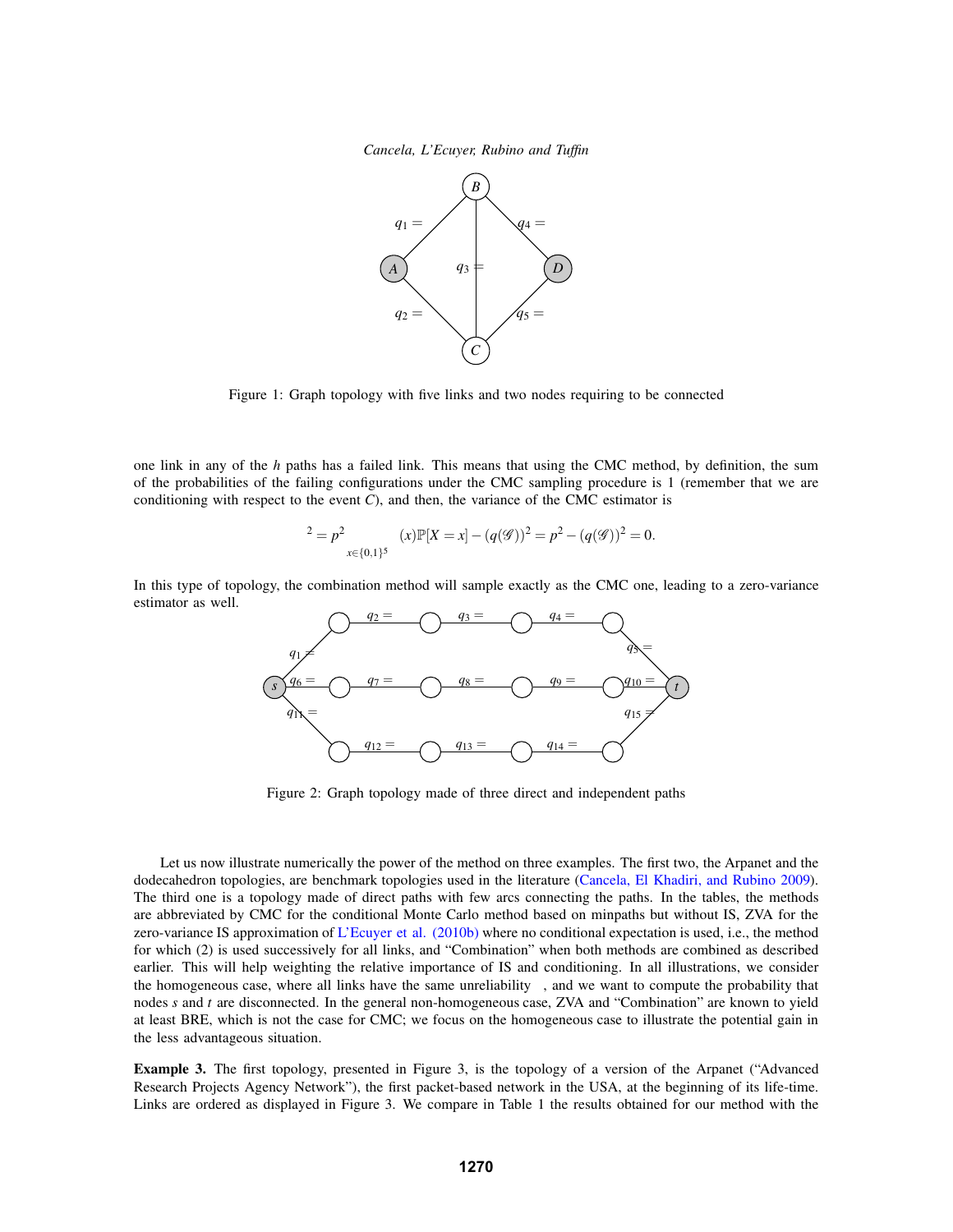Figure 1: Graph topology with five links and two nodes requiring to be connected

one link in any of the $h$ paths has a failed link. This means that using the CMC method, by definition, the sum of the probabilities of the failing configurations under the CMC sampling procedure is 1 (remember that we are conditioning with respect to the event $C$), and then, the variance of the CMC estimator is

$$^2 = p^2 \sum_{x\in\{0,1\}^5} (x)\mathbb{P}[X = x] - (q(\mathscr{G}))^2 = p^2 - (q(\mathscr{G}))^2 = 0.$$

In this type of topology, the combination method will sample exactly as the CMC one, leading to a zero-variance estimator as well.

Figure 2: Graph topology made of three direct and independent paths

Let us now illustrate numerically the power of the method on three examples. The first two, the Arpanet and the dodecahedron topologies, are benchmark topologies used in the literature (Cancela, El Khadiri, and Rubino 2009). The third one is a topology made of direct paths with few arcs connecting the paths. In the tables, the methods are abbreviated by CMC for the conditional Monte Carlo method based on minpaths but without IS, ZVA for the zero-variance IS approximation of L'Ecuyer et al. (2010b) where no conditional expectation is used, i.e., the method for which (2) is used successively for all links, and "Combination" when both methods are combined as described earlier. This will help weighting the relative importance of IS and conditioning. In all illustrations, we consider the homogeneous case, where all links have the same unreliability , and we want to compute the probability that nodes $s$ and $t$ are disconnected. In the general non-homogeneous case, ZVA and "Combination" are known to yield at least BRE, which is not the case for CMC; we focus on the homogeneous case to illustrate the potential gain in the less advantageous situation.

**Example 3.** The first topology, presented in Figure 3, is the topology of a version of the Arpanet ("Advanced Research Projects Agency Network"), the first packet-based network in the USA, at the beginning of its life-time. Links are ordered as displayed in Figure 3. We compare in Table 1 the results obtained for our method with the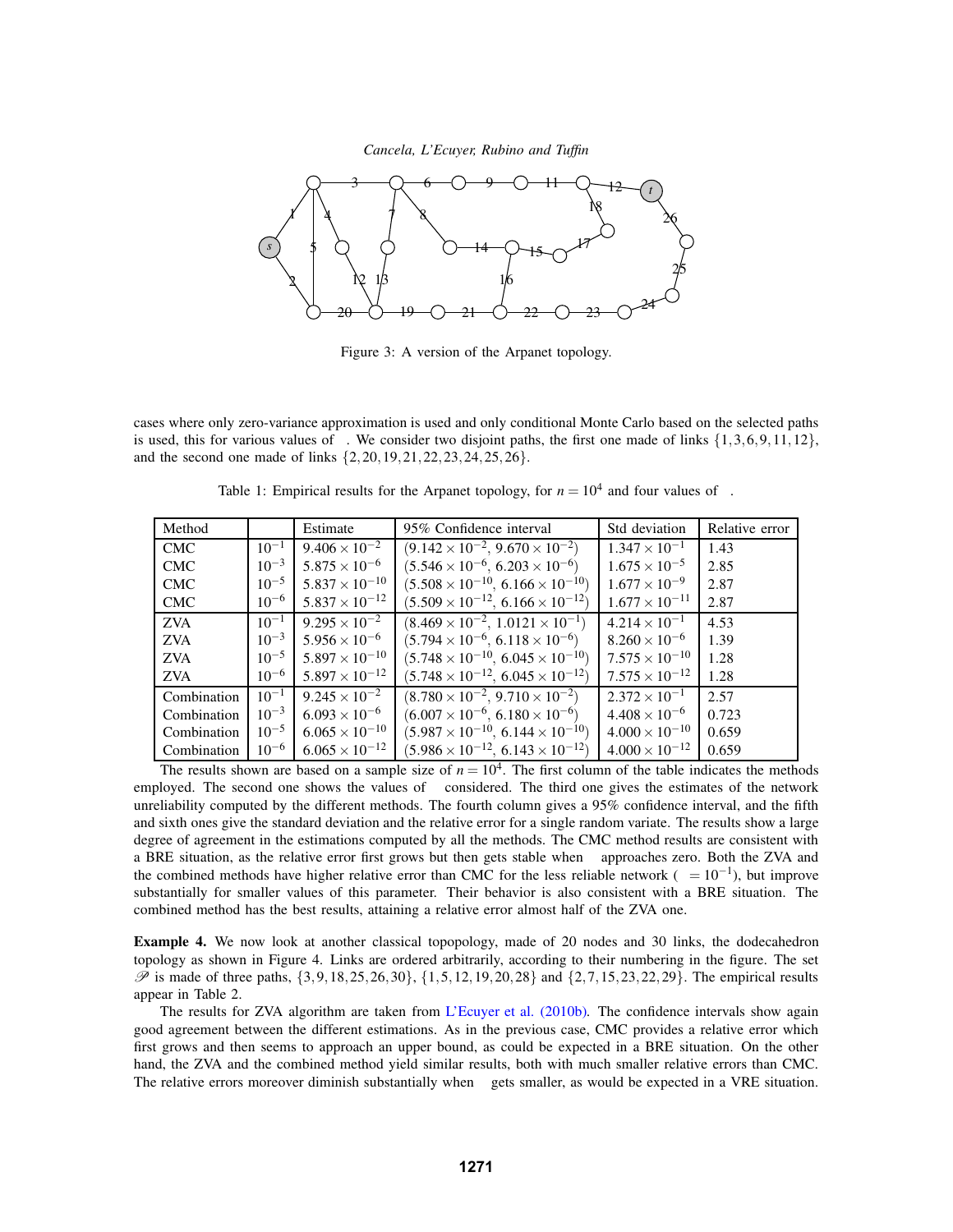Figure 3: A version of the Arpanet topology.

cases where only zero-variance approximation is used and only conditional Monte Carlo based on the selected paths is used, this for various values of . We consider two disjoint paths, the first one made of links $\{1,3,6,9,11,12\}$, and the second one made of links $\{2,20,19,21,22,23,24,25,26\}$.

Table 1: Empirical results for the Arpanet topology, for $n = 10^4$ and four values of .

| Method | | Estimate | 95% Confidence interval | Std deviation | Relative error |
|---|---|---|---|---|---|
| CMC | $10^{-1}$ | $9.406 \times 10^{-2}$ | $(9.142 \times 10^{-2}, 9.670 \times 10^{-2})$ | $1.347 \times 10^{-1}$ | 1.43 |
| CMC | $10^{-3}$ | $5.875 \times 10^{-6}$ | $(5.546 \times 10^{-6}, 6.203 \times 10^{-6})$ | $1.675 \times 10^{-5}$ | 2.85 |
| CMC | $10^{-5}$ | $5.837 \times 10^{-10}$ | $(5.508 \times 10^{-10}, 6.166 \times 10^{-10})$ | $1.677 \times 10^{-9}$ | 2.87 |
| CMC | $10^{-6}$ | $5.837 \times 10^{-12}$ | $(5.509 \times 10^{-12}, 6.166 \times 10^{-12})$ | $1.677 \times 10^{-11}$ | 2.87 |
| ZVA | $10^{-1}$ | $9.295 \times 10^{-2}$ | $(8.469 \times 10^{-2}, 1.0121 \times 10^{-1})$ | $4.214 \times 10^{-1}$ | 4.53 |
| ZVA | $10^{-3}$ | $5.956 \times 10^{-6}$ | $(5.794 \times 10^{-6}, 6.118 \times 10^{-6})$ | $8.260 \times 10^{-6}$ | 1.39 |
| ZVA | $10^{-5}$ | $5.897 \times 10^{-10}$ | $(5.748 \times 10^{-10}, 6.045 \times 10^{-10})$ | $7.575 \times 10^{-10}$ | 1.28 |
| ZVA | $10^{-6}$ | $5.897 \times 10^{-12}$ | $(5.748 \times 10^{-12}, 6.045 \times 10^{-12})$ | $7.575 \times 10^{-12}$ | 1.28 |
| Combination | $10^{-1}$ | $9.245 \times 10^{-2}$ | $(8.780 \times 10^{-2}, 9.710 \times 10^{-2})$ | $2.372 \times 10^{-1}$ | 2.57 |
| Combination | $10^{-3}$ | $6.093 \times 10^{-6}$ | $(6.007 \times 10^{-6}, 6.180 \times 10^{-6})$ | $4.408 \times 10^{-6}$ | 0.723 |
| Combination | $10^{-5}$ | $6.065 \times 10^{-10}$ | $(5.987 \times 10^{-10}, 6.144 \times 10^{-10})$ | $4.000 \times 10^{-10}$ | 0.659 |
| Combination | $10^{-6}$ | $6.065 \times 10^{-12}$ | $(5.986 \times 10^{-12}, 6.143 \times 10^{-12})$ | $4.000 \times 10^{-12}$ | 0.659 |

The results shown are based on a sample size of $n = 10^4$. The first column of the table indicates the methods employed. The second one shows the values of  considered. The third one gives the estimates of the network unreliability computed by the different methods. The fourth column gives a 95% confidence interval, and the fifth and sixth ones give the standard deviation and the relative error for a single random variate. The results show a large degree of agreement in the estimations computed by all the methods. The CMC method results are consistent with a BRE situation, as the relative error first grows but then gets stable when  approaches zero. Both the ZVA and the combined methods have higher relative error than CMC for the less reliable network ( $= 10^{-1}$), but improve substantially for smaller values of this parameter. Their behavior is also consistent with a BRE situation. The combined method has the best results, attaining a relative error almost half of the ZVA one.

**Example 4.** We now look at another classical topopology, made of 20 nodes and 30 links, the dodecahedron topology as shown in Figure 4. Links are ordered arbitrarily, according to their numbering in the figure. The set $\mathscr{P}$ is made of three paths, $\{3,9,18,25,26,30\}$, $\{1,5,12,19,20,28\}$ and $\{2,7,15,23,22,29\}$. The empirical results appear in Table 2.

The results for ZVA algorithm are taken from L'Ecuyer et al. (2010b). The confidence intervals show again good agreement between the different estimations. As in the previous case, CMC provides a relative error which first grows and then seems to approach an upper bound, as could be expected in a BRE situation. On the other hand, the ZVA and the combined method yield similar results, both with much smaller relative errors than CMC. The relative errors moreover diminish substantially when  gets smaller, as would be expected in a VRE situation.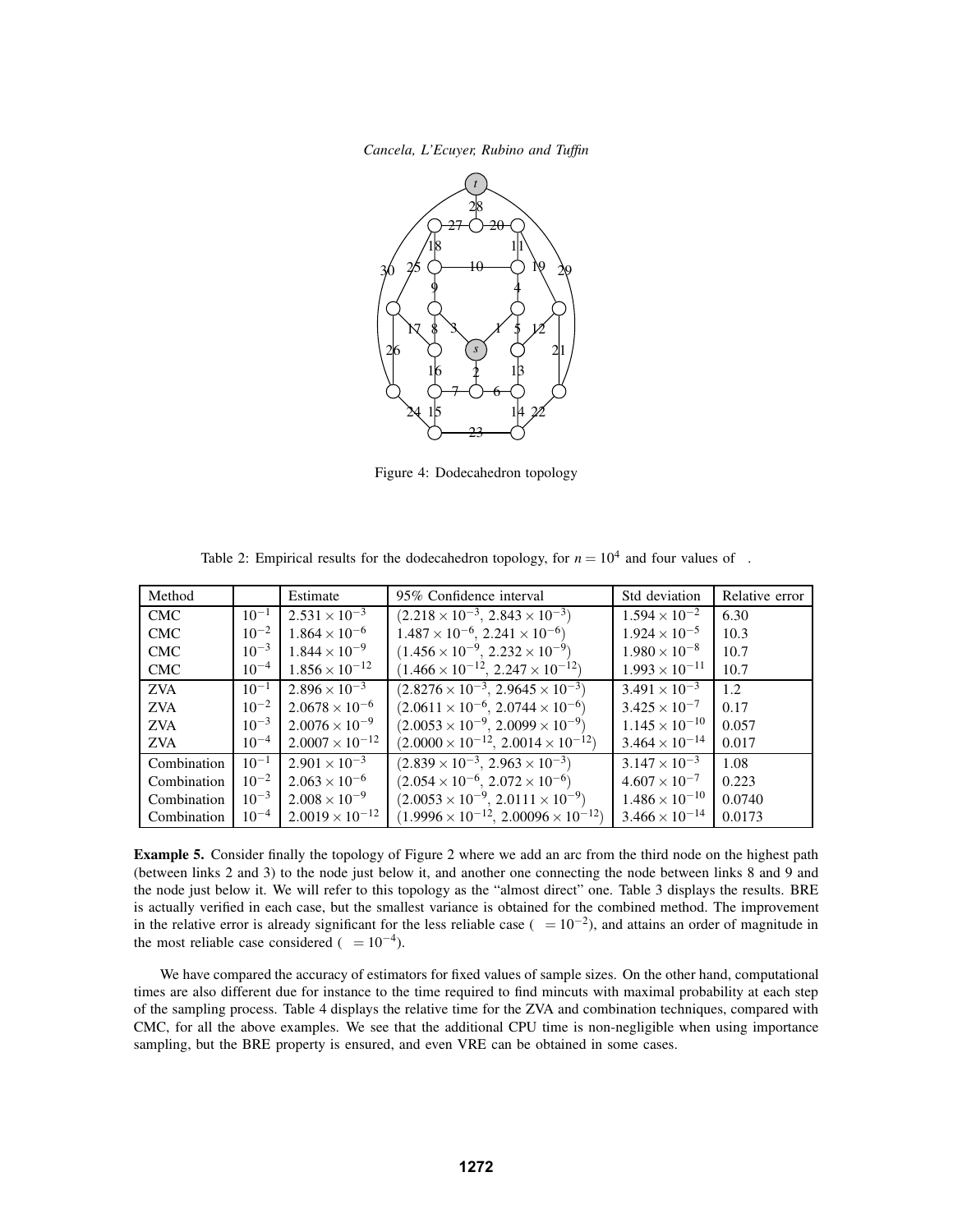Figure 4: Dodecahedron topology

Table 2: Empirical results for the dodecahedron topology, for $n = 10^4$ and four values of $\varepsilon$.

| Method | $\varepsilon$ | Estimate | 95% Confidence interval | Std deviation | Relative error |
|---|---|---|---|---|---|
| CMC | $10^{-1}$ | $2.531 \times 10^{-3}$ | $(2.218 \times 10^{-3},\ 2.843 \times 10^{-3})$ | $1.594 \times 10^{-2}$ | 6.30 |
| CMC | $10^{-2}$ | $1.864 \times 10^{-6}$ | $1.487 \times 10^{-6},\ 2.241 \times 10^{-6})$ | $1.924 \times 10^{-5}$ | 10.3 |
| CMC | $10^{-3}$ | $1.844 \times 10^{-9}$ | $(1.456 \times 10^{-9},\ 2.232 \times 10^{-9})$ | $1.980 \times 10^{-8}$ | 10.7 |
| CMC | $10^{-4}$ | $1.856 \times 10^{-12}$ | $(1.466 \times 10^{-12},\ 2.247 \times 10^{-12})$ | $1.993 \times 10^{-11}$ | 10.7 |
| ZVA | $10^{-1}$ | $2.896 \times 10^{-3}$ | $(2.8276 \times 10^{-3},\ 2.9645 \times 10^{-3})$ | $3.491 \times 10^{-3}$ | 1.2 |
| ZVA | $10^{-2}$ | $2.0678 \times 10^{-6}$ | $(2.0611 \times 10^{-6},\ 2.0744 \times 10^{-6})$ | $3.425 \times 10^{-7}$ | 0.17 |
| ZVA | $10^{-3}$ | $2.0076 \times 10^{-9}$ | $(2.0053 \times 10^{-9},\ 2.0099 \times 10^{-9})$ | $1.145 \times 10^{-10}$ | 0.057 |
| ZVA | $10^{-4}$ | $2.0007 \times 10^{-12}$ | $(2.0000 \times 10^{-12},\ 2.0014 \times 10^{-12})$ | $3.464 \times 10^{-14}$ | 0.017 |
| Combination | $10^{-1}$ | $2.901 \times 10^{-3}$ | $(2.839 \times 10^{-3},\ 2.963 \times 10^{-3})$ | $3.147 \times 10^{-3}$ | 1.08 |
| Combination | $10^{-2}$ | $2.063 \times 10^{-6}$ | $(2.054 \times 10^{-6},\ 2.072 \times 10^{-6})$ | $4.607 \times 10^{-7}$ | 0.223 |
| Combination | $10^{-3}$ | $2.008 \times 10^{-9}$ | $(2.0053 \times 10^{-9},\ 2.0111 \times 10^{-9})$ | $1.486 \times 10^{-10}$ | 0.0740 |
| Combination | $10^{-4}$ | $2.0019 \times 10^{-12}$ | $(1.9996 \times 10^{-12},\ 2.00096 \times 10^{-12})$ | $3.466 \times 10^{-14}$ | 0.0173 |

**Example 5.** Consider finally the topology of Figure 2 where we add an arc from the third node on the highest path (between links 2 and 3) to the node just below it, and another one connecting the node between links 8 and 9 and the node just below it. We will refer to this topology as the "almost direct" one. Table 3 displays the results. BRE is actually verified in each case, but the smallest variance is obtained for the combined method. The improvement in the relative error is already significant for the less reliable case ($\varepsilon = 10^{-2}$), and attains an order of magnitude in the most reliable case considered ($\varepsilon = 10^{-4}$).

We have compared the accuracy of estimators for fixed values of sample sizes. On the other hand, computational times are also different due for instance to the time required to find mincuts with maximal probability at each step of the sampling process. Table 4 displays the relative time for the ZVA and combination techniques, compared with CMC, for all the above examples. We see that the additional CPU time is non-negligible when using importance sampling, but the BRE property is ensured, and even VRE can be obtained in some cases.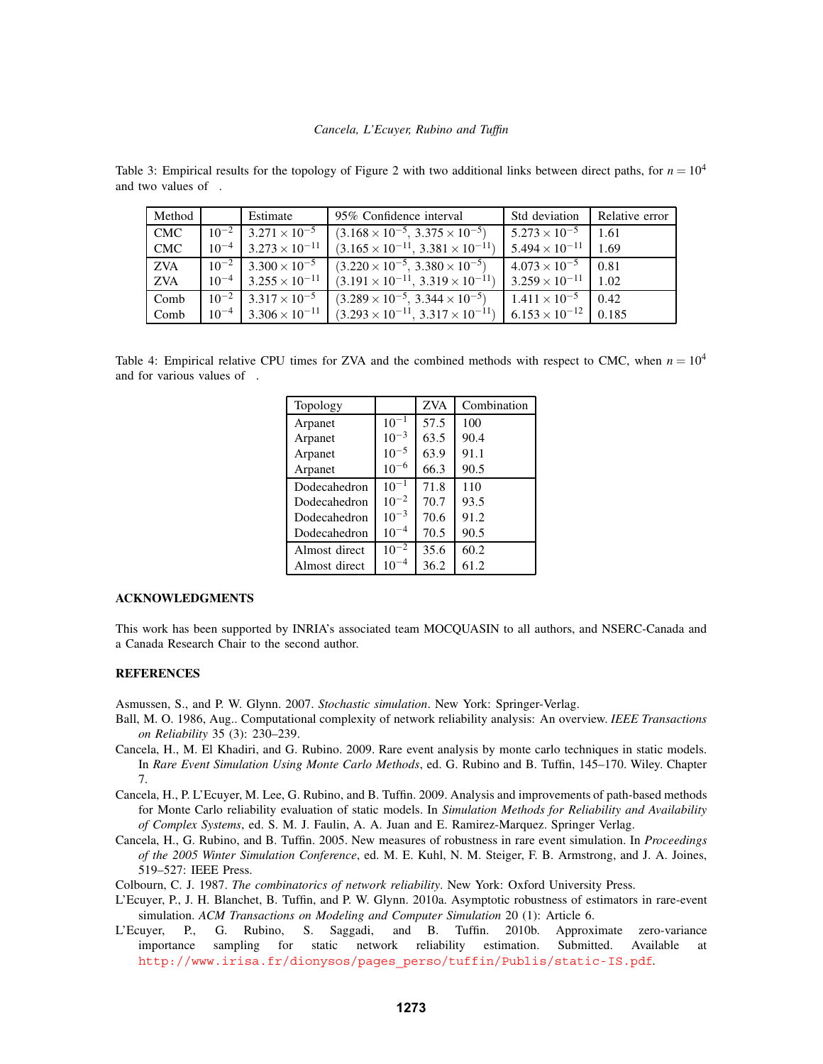Table 3: Empirical results for the topology of Figure 2 with two additional links between direct paths, for $n = 10^4$ and two values of .

| Method | | Estimate | 95% Confidence interval | Std deviation | Relative error |
|---|---|---|---|---|---|
| CMC | $10^{-2}$ | $3.271 \times 10^{-5}$ | $(3.168 \times 10^{-5},\ 3.375 \times 10^{-5})$ | $5.273 \times 10^{-5}$ | 1.61 |
| CMC | $10^{-4}$ | $3.273 \times 10^{-11}$ | $(3.165 \times 10^{-11},\ 3.381 \times 10^{-11})$ | $5.494 \times 10^{-11}$ | 1.69 |
| ZVA | $10^{-2}$ | $3.300 \times 10^{-5}$ | $(3.220 \times 10^{-5},\ 3.380 \times 10^{-5})$ | $4.073 \times 10^{-5}$ | 0.81 |
| ZVA | $10^{-4}$ | $3.255 \times 10^{-11}$ | $(3.191 \times 10^{-11},\ 3.319 \times 10^{-11})$ | $3.259 \times 10^{-11}$ | 1.02 |
| Comb | $10^{-2}$ | $3.317 \times 10^{-5}$ | $(3.289 \times 10^{-5},\ 3.344 \times 10^{-5})$ | $1.411 \times 10^{-5}$ | 0.42 |
| Comb | $10^{-4}$ | $3.306 \times 10^{-11}$ | $(3.293 \times 10^{-11},\ 3.317 \times 10^{-11})$ | $6.153 \times 10^{-12}$ | 0.185 |

Table 4: Empirical relative CPU times for ZVA and the combined methods with respect to CMC, when $n = 10^4$ and for various values of .

| Topology | | ZVA | Combination |
|---|---|---|---|
| Arpanet | $10^{-1}$ | 57.5 | 100 |
| Arpanet | $10^{-3}$ | 63.5 | 90.4 |
| Arpanet | $10^{-5}$ | 63.9 | 91.1 |
| Arpanet | $10^{-6}$ | 66.3 | 90.5 |
| Dodecahedron | $10^{-1}$ | 71.8 | 110 |
| Dodecahedron | $10^{-2}$ | 70.7 | 93.5 |
| Dodecahedron | $10^{-3}$ | 70.6 | 91.2 |
| Dodecahedron | $10^{-4}$ | 70.5 | 90.5 |
| Almost direct | $10^{-2}$ | 35.6 | 60.2 |
| Almost direct | $10^{-4}$ | 36.2 | 61.2 |

## ACKNOWLEDGMENTS

This work has been supported by INRIA's associated team MOCQUASIN to all authors, and NSERC-Canada and a Canada Research Chair to the second author.

## REFERENCES

Asmussen, S., and P. W. Glynn. 2007. *Stochastic simulation*. New York: Springer-Verlag.

Ball, M. O. 1986, Aug.. Computational complexity of network reliability analysis: An overview. *IEEE Transactions on Reliability* 35 (3): 230–239.

Cancela, H., M. El Khadiri, and G. Rubino. 2009. Rare event analysis by monte carlo techniques in static models. In *Rare Event Simulation Using Monte Carlo Methods*, ed. G. Rubino and B. Tuffin, 145–170. Wiley. Chapter 7.

Cancela, H., P. L'Ecuyer, M. Lee, G. Rubino, and B. Tuffin. 2009. Analysis and improvements of path-based methods for Monte Carlo reliability evaluation of static models. In *Simulation Methods for Reliability and Availability of Complex Systems*, ed. S. M. J. Faulin, A. A. Juan and E. Ramirez-Marquez. Springer Verlag.

Cancela, H., G. Rubino, and B. Tuffin. 2005. New measures of robustness in rare event simulation. In *Proceedings of the 2005 Winter Simulation Conference*, ed. M. E. Kuhl, N. M. Steiger, F. B. Armstrong, and J. A. Joines, 519–527: IEEE Press.

Colbourn, C. J. 1987. *The combinatorics of network reliability*. New York: Oxford University Press.

L'Ecuyer, P., J. H. Blanchet, B. Tuffin, and P. W. Glynn. 2010a. Asymptotic robustness of estimators in rare-event simulation. *ACM Transactions on Modeling and Computer Simulation* 20 (1): Article 6.

L'Ecuyer, P., G. Rubino, S. Saggadi, and B. Tuffin. 2010b. Approximate zero-variance importance sampling for static network reliability estimation. Submitted. Available at http://www.irisa.fr/dionysos/pages_perso/tuffin/Publis/static-IS.pdf.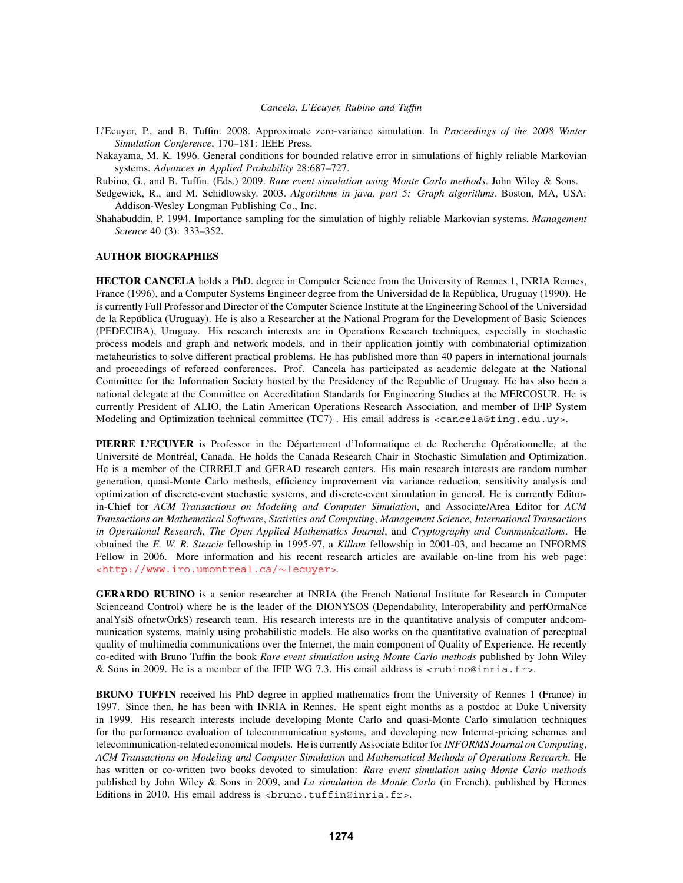L'Ecuyer, P., and B. Tuffin. 2008. Approximate zero-variance simulation. In *Proceedings of the 2008 Winter Simulation Conference*, 170–181: IEEE Press.

Nakayama, M. K. 1996. General conditions for bounded relative error in simulations of highly reliable Markovian systems. *Advances in Applied Probability* 28:687–727.

Rubino, G., and B. Tuffin. (Eds.) 2009. *Rare event simulation using Monte Carlo methods*. John Wiley & Sons.

Sedgewick, R., and M. Schidlowsky. 2003. *Algorithms in java, part 5: Graph algorithms*. Boston, MA, USA: Addison-Wesley Longman Publishing Co., Inc.

Shahabuddin, P. 1994. Importance sampling for the simulation of highly reliable Markovian systems. *Management Science* 40 (3): 333–352.

## AUTHOR BIOGRAPHIES

**HECTOR CANCELA** holds a PhD. degree in Computer Science from the University of Rennes 1, INRIA Rennes, France (1996), and a Computer Systems Engineer degree from the Universidad de la República, Uruguay (1990). He is currently Full Professor and Director of the Computer Science Institute at the Engineering School of the Universidad de la República (Uruguay). He is also a Researcher at the National Program for the Development of Basic Sciences (PEDECIBA), Uruguay. His research interests are in Operations Research techniques, especially in stochastic process models and graph and network models, and in their application jointly with combinatorial optimization metaheuristics to solve different practical problems. He has published more than 40 papers in international journals and proceedings of refereed conferences. Prof. Cancela has participated as academic delegate at the National Committee for the Information Society hosted by the Presidency of the Republic of Uruguay. He has also been a national delegate at the Committee on Accreditation Standards for Engineering Studies at the MERCOSUR. He is currently President of ALIO, the Latin American Operations Research Association, and member of IFIP System Modeling and Optimization technical committee (TC7) . His email address is <cancela@fing.edu.uy>.

**PIERRE L'ECUYER** is Professor in the Département d'Informatique et de Recherche Opérationnelle, at the Université de Montréal, Canada. He holds the Canada Research Chair in Stochastic Simulation and Optimization. He is a member of the CIRRELT and GERAD research centers. His main research interests are random number generation, quasi-Monte Carlo methods, efficiency improvement via variance reduction, sensitivity analysis and optimization of discrete-event stochastic systems, and discrete-event simulation in general. He is currently Editor-in-Chief for *ACM Transactions on Modeling and Computer Simulation*, and Associate/Area Editor for *ACM Transactions on Mathematical Software*, *Statistics and Computing*, *Management Science*, *International Transactions in Operational Research*, *The Open Applied Mathematics Journal*, and *Cryptography and Communications*. He obtained the *E. W. R. Steacie* fellowship in 1995-97, a *Killam* fellowship in 2001-03, and became an INFORMS Fellow in 2006. More information and his recent research articles are available on-line from his web page: <http://www.iro.umontreal.ca/∼lecuyer>.

**GERARDO RUBINO** is a senior researcher at INRIA (the French National Institute for Research in Computer Scienceand Control) where he is the leader of the DIONYSOS (Dependability, Interoperability and perfOrmaNce analYsiS ofnetwOrkS) research team. His research interests are in the quantitative analysis of computer andcommunication systems, mainly using probabilistic models. He also works on the quantitative evaluation of perceptual quality of multimedia communications over the Internet, the main component of Quality of Experience. He recently co-edited with Bruno Tuffin the book *Rare event simulation using Monte Carlo methods* published by John Wiley & Sons in 2009. He is a member of the IFIP WG 7.3. His email address is <rubino@inria.fr>.

**BRUNO TUFFIN** received his PhD degree in applied mathematics from the University of Rennes 1 (France) in 1997. Since then, he has been with INRIA in Rennes. He spent eight months as a postdoc at Duke University in 1999. His research interests include developing Monte Carlo and quasi-Monte Carlo simulation techniques for the performance evaluation of telecommunication systems, and developing new Internet-pricing schemes and telecommunication-related economical models. He is currently Associate Editor for *INFORMS Journal on Computing*, *ACM Transactions on Modeling and Computer Simulation* and *Mathematical Methods of Operations Research*. He has written or co-written two books devoted to simulation: *Rare event simulation using Monte Carlo methods* published by John Wiley & Sons in 2009, and *La simulation de Monte Carlo* (in French), published by Hermes Editions in 2010. His email address is <bruno.tuffin@inria.fr>.